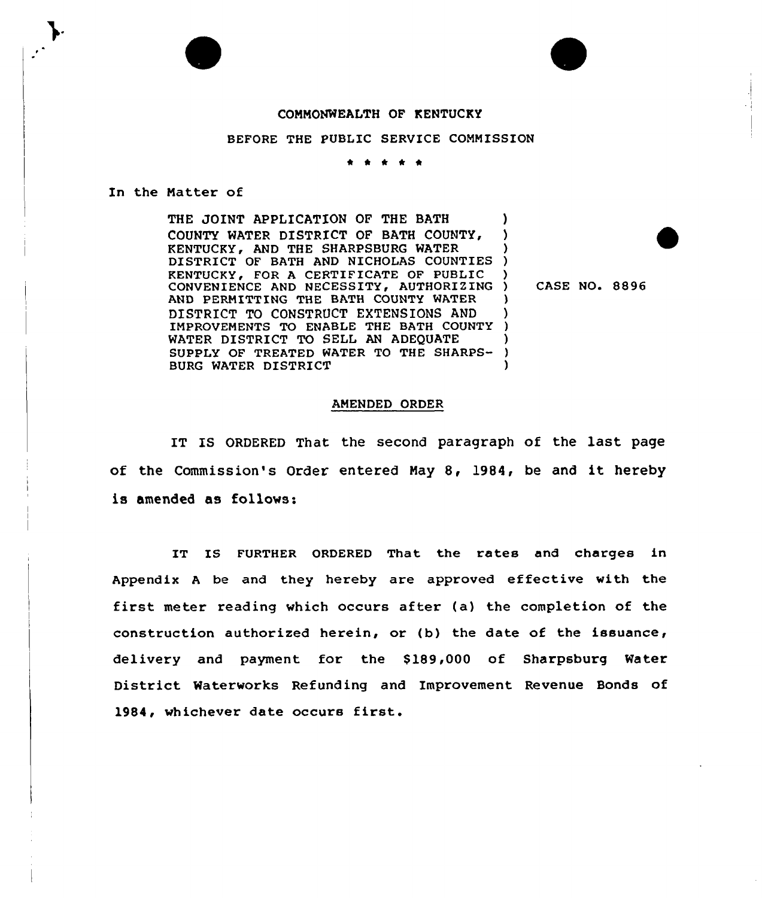COMMONWEALTH OF KENTUCKY

BEFORE THE PUBLIC SERVICE COMMISSION

\* \* \* \* \*

In the Matter of

THE JOINT APPLICATION OF THE BATH COUNTY WATER DISTRICT OF BATH COUNTY, KENTUCKY, AND THE SHARPSBURG WATER DISTRICT OF BATH AND NICHOLAS COUNTIES KENTUCKY, FOR A CERTIFICATE OF PUBLIC CONVENIENCE AND NECESSITY, AUTHORIZING AND PERMITTING THE BATH COUNTY WATER DISTRICT TO CONSTRUCT EXTENSIONS AND IMPROVEMENTS TO ENABLE THE BATH COUNTY WATER DISTRICT TO SELL AN ADEQUATE SUPPLY OF TREATED WATER TO THE SHARPSBURG WATER DISTRICT

CASE NO. 8896

AMENDED ORDER

IT IS ORDERED That the second paragraph of the last page of the Commission's Order entered May 8, 1984, be and it hereby is amended as follows:

IT IS FURTHER ORDERED That the rates and charges in Appendix A be and they hereby are approved effective with the first meter reading which occurs after (a) the completion of the construction authorized herein, or (b) the date of the issuance, delivery and payment for the $189,000 of Sharpsburg Water District Waterworks Refunding and Improvement Revenue Bonds of 1984, whichever date occurs first.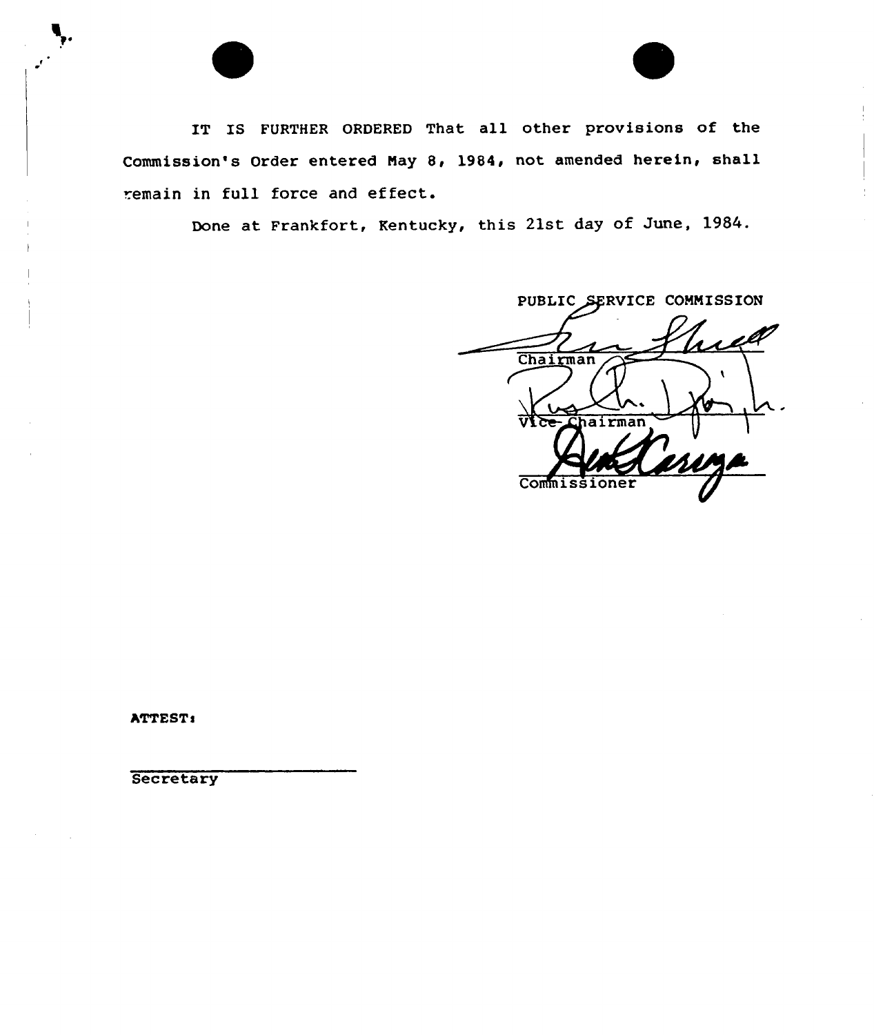IT IS FURTHER ORDERED That all other provisions of the Commission's Order entered May 8, 1984, not amended herein, shall remain in full force and effect.

Done at Frankfort, Kentucky, this 21st day of June, 1984.

PUBLIC SERVICE COMMISSION

Chairman

Vice-Chairman

Commissioner

ATTEST:

Secretary